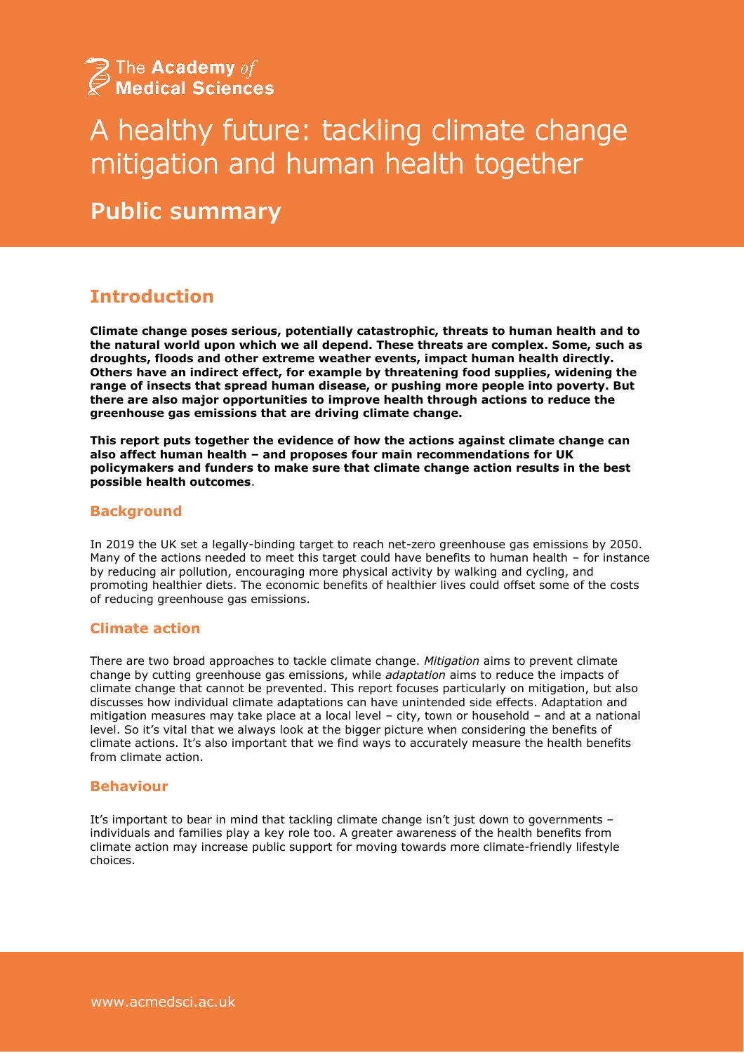The Academy *of* Medical Sciences

# A healthy future: tackling climate change mitigation and human health together

## Public summary

## Introduction

**Climate change poses serious, potentially catastrophic, threats to human health and to the natural world upon which we all depend. These threats are complex. Some, such as droughts, floods and other extreme weather events, impact human health directly. Others have an indirect effect, for example by threatening food supplies, widening the range of insects that spread human disease, or pushing more people into poverty. But there are also major opportunities to improve health through actions to reduce the greenhouse gas emissions that are driving climate change.**

**This report puts together the evidence of how the actions against climate change can also affect human health – and proposes four main recommendations for UK policymakers and funders to make sure that climate change action results in the best possible health outcomes**.

### Background

In 2019 the UK set a legally-binding target to reach net-zero greenhouse gas emissions by 2050. Many of the actions needed to meet this target could have benefits to human health – for instance by reducing air pollution, encouraging more physical activity by walking and cycling, and promoting healthier diets. The economic benefits of healthier lives could offset some of the costs of reducing greenhouse gas emissions.

### Climate action

There are two broad approaches to tackle climate change. *Mitigation* aims to prevent climate change by cutting greenhouse gas emissions, while *adaptation* aims to reduce the impacts of climate change that cannot be prevented. This report focuses particularly on mitigation, but also discusses how individual climate adaptations can have unintended side effects. Adaptation and mitigation measures may take place at a local level – city, town or household – and at a national level. So it's vital that we always look at the bigger picture when considering the benefits of climate actions. It's also important that we find ways to accurately measure the health benefits from climate action.

### Behaviour

It's important to bear in mind that tackling climate change isn't just down to governments – individuals and families play a key role too. A greater awareness of the health benefits from climate action may increase public support for moving towards more climate-friendly lifestyle choices.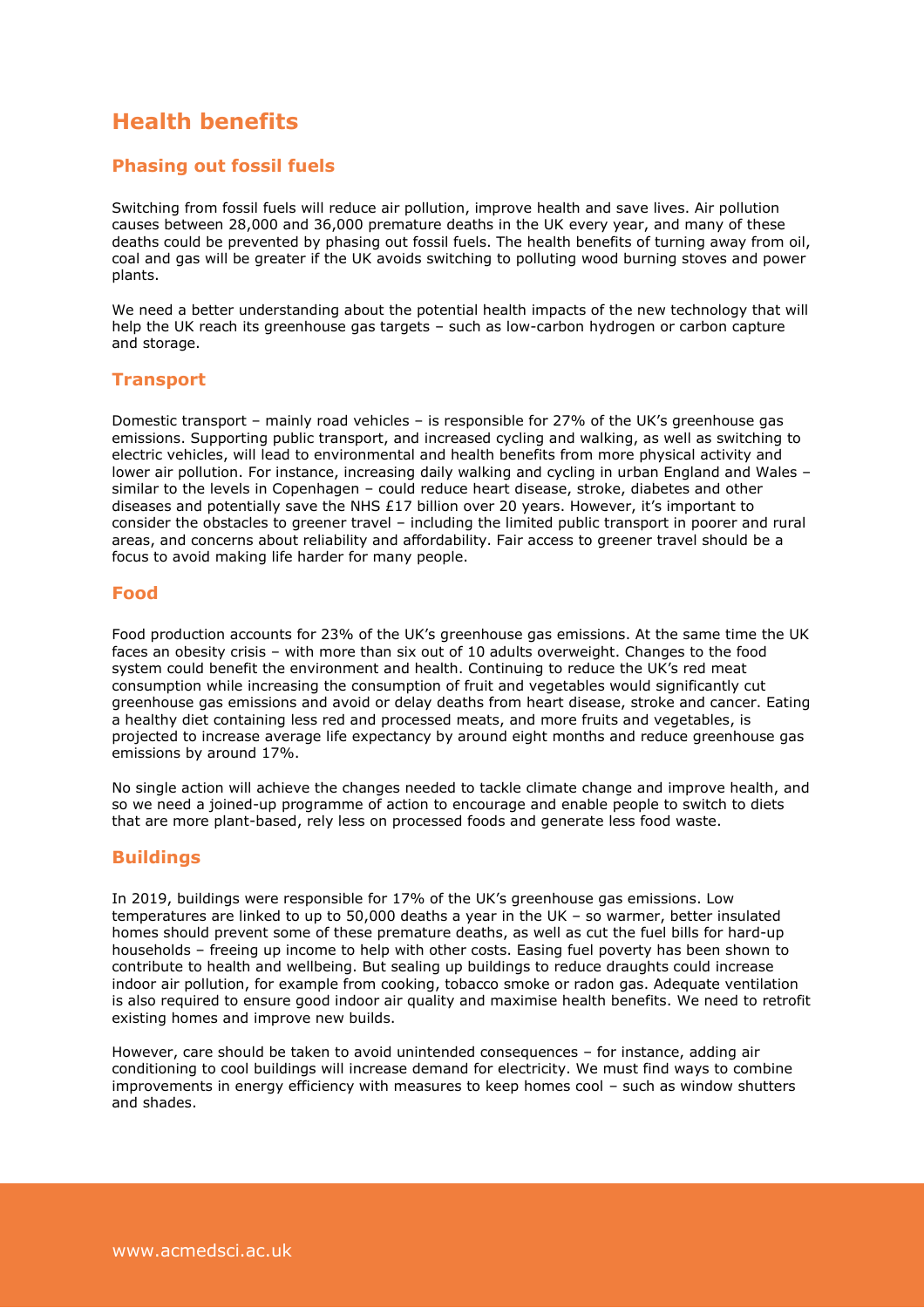## Health benefits

### Phasing out fossil fuels

Switching from fossil fuels will reduce air pollution, improve health and save lives. Air pollution causes between 28,000 and 36,000 premature deaths in the UK every year, and many of these deaths could be prevented by phasing out fossil fuels. The health benefits of turning away from oil, coal and gas will be greater if the UK avoids switching to polluting wood burning stoves and power plants.

We need a better understanding about the potential health impacts of the new technology that will help the UK reach its greenhouse gas targets – such as low-carbon hydrogen or carbon capture and storage.

### Transport

Domestic transport – mainly road vehicles – is responsible for 27% of the UK's greenhouse gas emissions. Supporting public transport, and increased cycling and walking, as well as switching to electric vehicles, will lead to environmental and health benefits from more physical activity and lower air pollution. For instance, increasing daily walking and cycling in urban England and Wales – similar to the levels in Copenhagen – could reduce heart disease, stroke, diabetes and other diseases and potentially save the NHS £17 billion over 20 years. However, it's important to consider the obstacles to greener travel – including the limited public transport in poorer and rural areas, and concerns about reliability and affordability. Fair access to greener travel should be a focus to avoid making life harder for many people.

### Food

Food production accounts for 23% of the UK's greenhouse gas emissions. At the same time the UK faces an obesity crisis – with more than six out of 10 adults overweight. Changes to the food system could benefit the environment and health. Continuing to reduce the UK's red meat consumption while increasing the consumption of fruit and vegetables would significantly cut greenhouse gas emissions and avoid or delay deaths from heart disease, stroke and cancer. Eating a healthy diet containing less red and processed meats, and more fruits and vegetables, is projected to increase average life expectancy by around eight months and reduce greenhouse gas emissions by around 17%.

No single action will achieve the changes needed to tackle climate change and improve health, and so we need a joined-up programme of action to encourage and enable people to switch to diets that are more plant-based, rely less on processed foods and generate less food waste.

### Buildings

In 2019, buildings were responsible for 17% of the UK's greenhouse gas emissions. Low temperatures are linked to up to 50,000 deaths a year in the UK – so warmer, better insulated homes should prevent some of these premature deaths, as well as cut the fuel bills for hard-up households – freeing up income to help with other costs. Easing fuel poverty has been shown to contribute to health and wellbeing. But sealing up buildings to reduce draughts could increase indoor air pollution, for example from cooking, tobacco smoke or radon gas. Adequate ventilation is also required to ensure good indoor air quality and maximise health benefits. We need to retrofit existing homes and improve new builds.

However, care should be taken to avoid unintended consequences – for instance, adding air conditioning to cool buildings will increase demand for electricity. We must find ways to combine improvements in energy efficiency with measures to keep homes cool – such as window shutters and shades.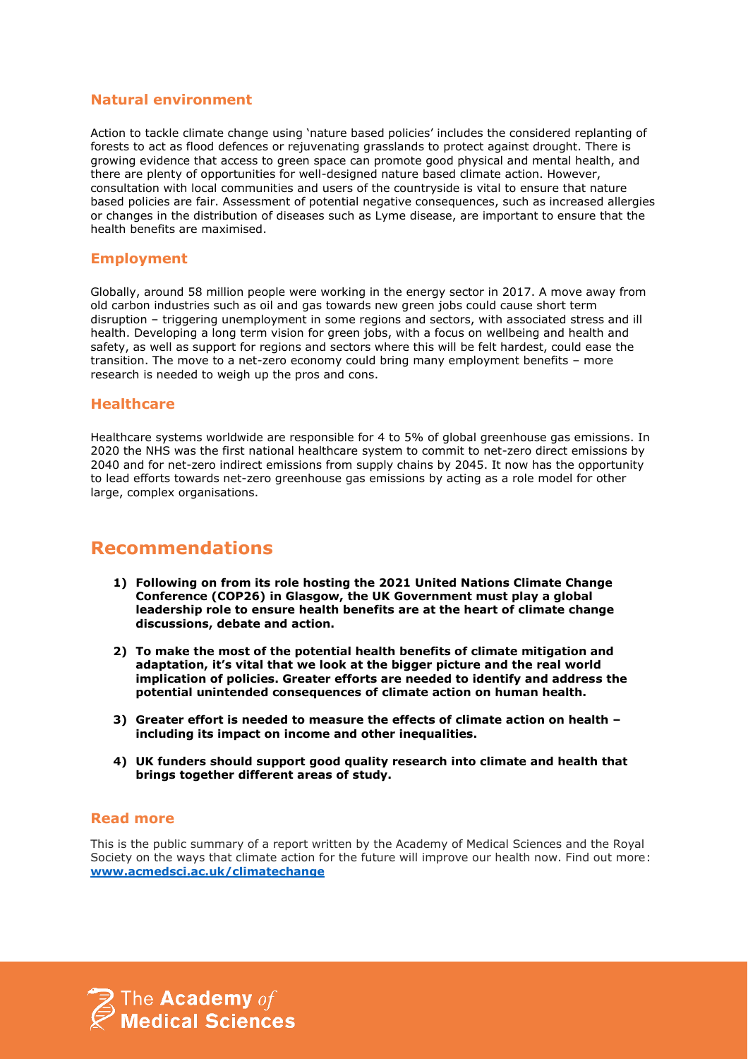## Natural environment

Action to tackle climate change using 'nature based policies' includes the considered replanting of forests to act as flood defences or rejuvenating grasslands to protect against drought. There is growing evidence that access to green space can promote good physical and mental health, and there are plenty of opportunities for well-designed nature based climate action. However, consultation with local communities and users of the countryside is vital to ensure that nature based policies are fair. Assessment of potential negative consequences, such as increased allergies or changes in the distribution of diseases such as Lyme disease, are important to ensure that the health benefits are maximised.

## Employment

Globally, around 58 million people were working in the energy sector in 2017. A move away from old carbon industries such as oil and gas towards new green jobs could cause short term disruption – triggering unemployment in some regions and sectors, with associated stress and ill health. Developing a long term vision for green jobs, with a focus on wellbeing and health and safety, as well as support for regions and sectors where this will be felt hardest, could ease the transition. The move to a net-zero economy could bring many employment benefits – more research is needed to weigh up the pros and cons.

## Healthcare

Healthcare systems worldwide are responsible for 4 to 5% of global greenhouse gas emissions. In 2020 the NHS was the first national healthcare system to commit to net-zero direct emissions by 2040 and for net-zero indirect emissions from supply chains by 2045. It now has the opportunity to lead efforts towards net-zero greenhouse gas emissions by acting as a role model for other large, complex organisations.

# Recommendations

1) **Following on from its role hosting the 2021 United Nations Climate Change Conference (COP26) in Glasgow, the UK Government must play a global leadership role to ensure health benefits are at the heart of climate change discussions, debate and action.**

2) **To make the most of the potential health benefits of climate mitigation and adaptation, it's vital that we look at the bigger picture and the real world implication of policies. Greater efforts are needed to identify and address the potential unintended consequences of climate action on human health.**

3) **Greater effort is needed to measure the effects of climate action on health – including its impact on income and other inequalities.**

4) **UK funders should support good quality research into climate and health that brings together different areas of study.**

## Read more

This is the public summary of a report written by the Academy of Medical Sciences and the Royal Society on the ways that climate action for the future will improve our health now. Find out more: **www.acmedsci.ac.uk/climatechange**

The Academy *of* Medical Sciences